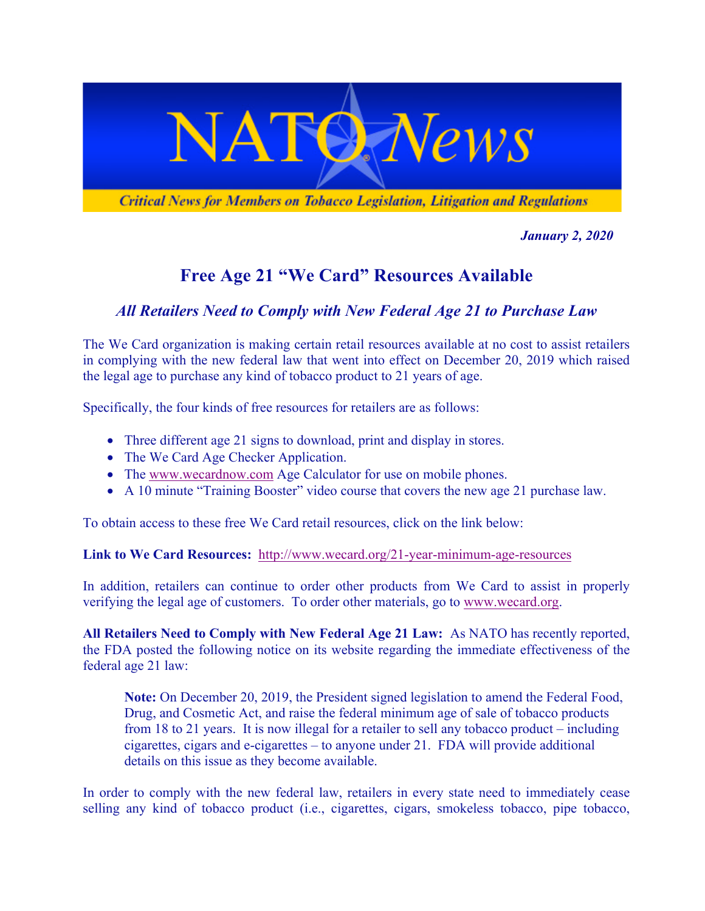# NATO News

*Critical News for Members on Tobacco Legislation, Litigation and Regulations*

***January 2, 2020***

## Free Age 21 "We Card" Resources Available

### *All Retailers Need to Comply with New Federal Age 21 to Purchase Law*

The We Card organization is making certain retail resources available at no cost to assist retailers in complying with the new federal law that went into effect on December 20, 2019 which raised the legal age to purchase any kind of tobacco product to 21 years of age.

Specifically, the four kinds of free resources for retailers are as follows:

- Three different age 21 signs to download, print and display in stores.
- The We Card Age Checker Application.
- The www.wecardnow.com Age Calculator for use on mobile phones.
- A 10 minute "Training Booster" video course that covers the new age 21 purchase law.

To obtain access to these free We Card retail resources, click on the link below:

**Link to We Card Resources:** http://www.wecard.org/21-year-minimum-age-resources

In addition, retailers can continue to order other products from We Card to assist in properly verifying the legal age of customers. To order other materials, go to www.wecard.org.

**All Retailers Need to Comply with New Federal Age 21 Law:** As NATO has recently reported, the FDA posted the following notice on its website regarding the immediate effectiveness of the federal age 21 law:

> **Note:** On December 20, 2019, the President signed legislation to amend the Federal Food, Drug, and Cosmetic Act, and raise the federal minimum age of sale of tobacco products from 18 to 21 years. It is now illegal for a retailer to sell any tobacco product – including cigarettes, cigars and e-cigarettes – to anyone under 21. FDA will provide additional details on this issue as they become available.

In order to comply with the new federal law, retailers in every state need to immediately cease selling any kind of tobacco product (i.e., cigarettes, cigars, smokeless tobacco, pipe tobacco,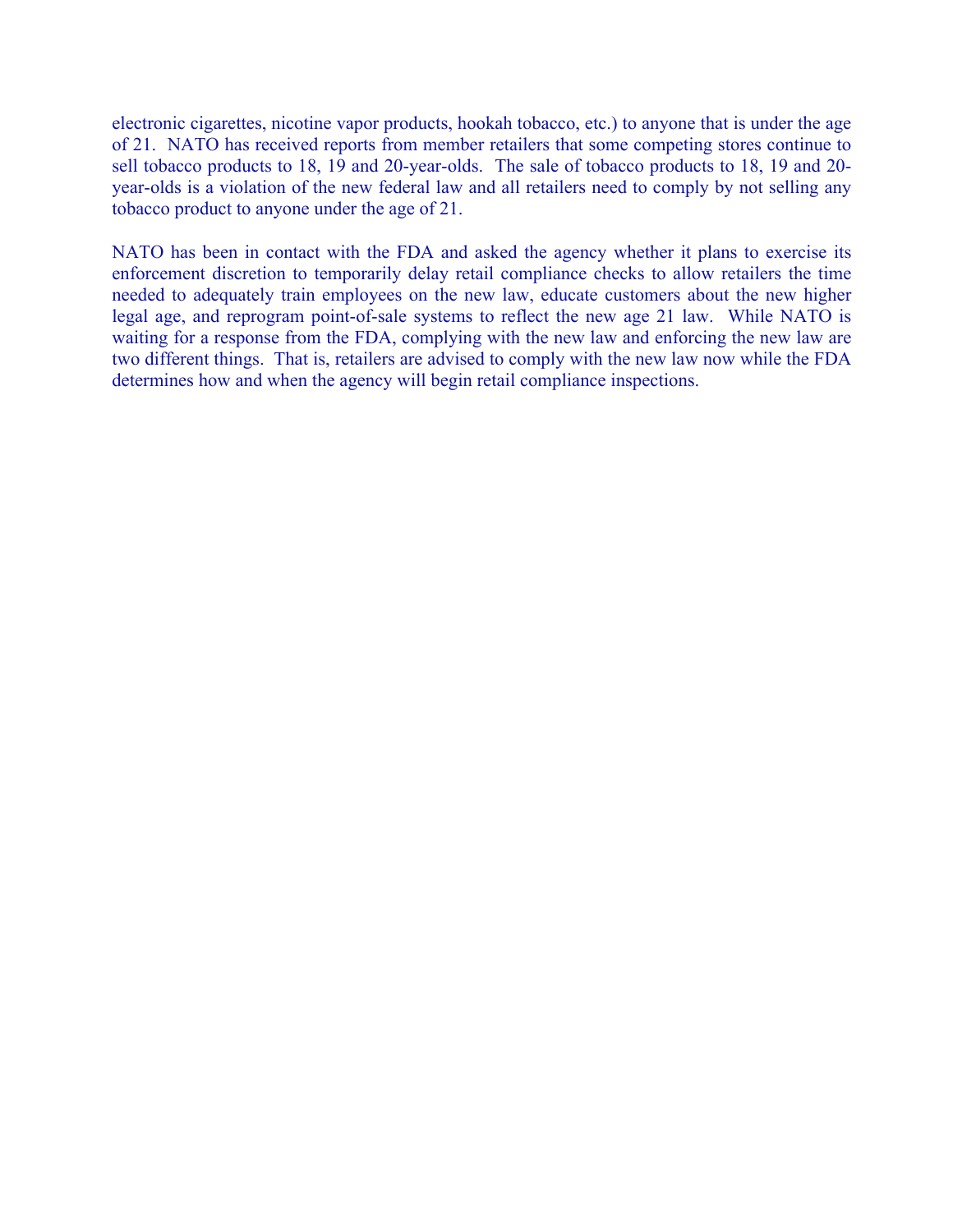electronic cigarettes, nicotine vapor products, hookah tobacco, etc.) to anyone that is under the age of 21. NATO has received reports from member retailers that some competing stores continue to sell tobacco products to 18, 19 and 20-year-olds. The sale of tobacco products to 18, 19 and 20-year-olds is a violation of the new federal law and all retailers need to comply by not selling any tobacco product to anyone under the age of 21.

NATO has been in contact with the FDA and asked the agency whether it plans to exercise its enforcement discretion to temporarily delay retail compliance checks to allow retailers the time needed to adequately train employees on the new law, educate customers about the new higher legal age, and reprogram point-of-sale systems to reflect the new age 21 law. While NATO is waiting for a response from the FDA, complying with the new law and enforcing the new law are two different things. That is, retailers are advised to comply with the new law now while the FDA determines how and when the agency will begin retail compliance inspections.